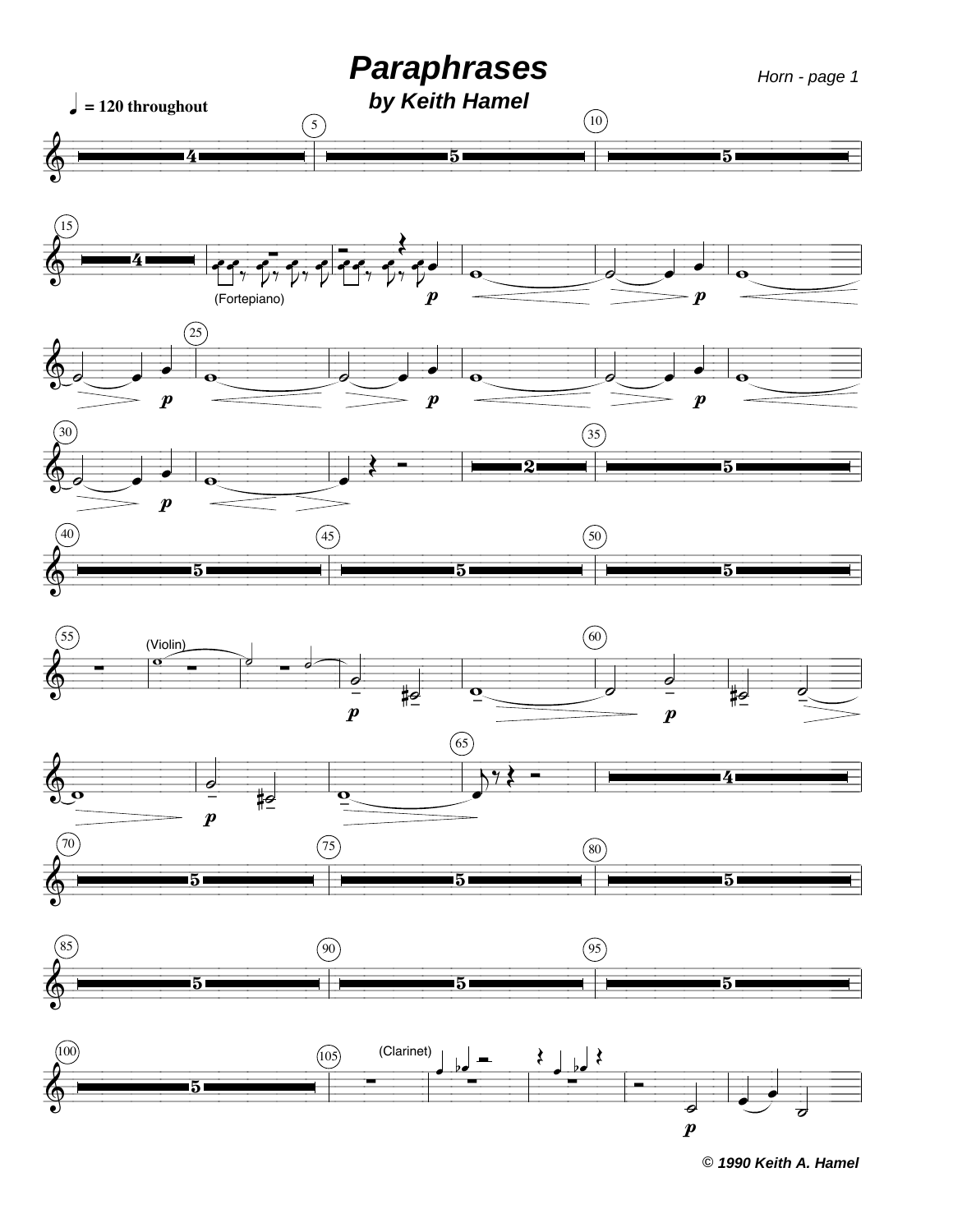# Paraphrases

### by Keith Hamel

♩ = 120 throughout

© 1990 Keith A. Hamel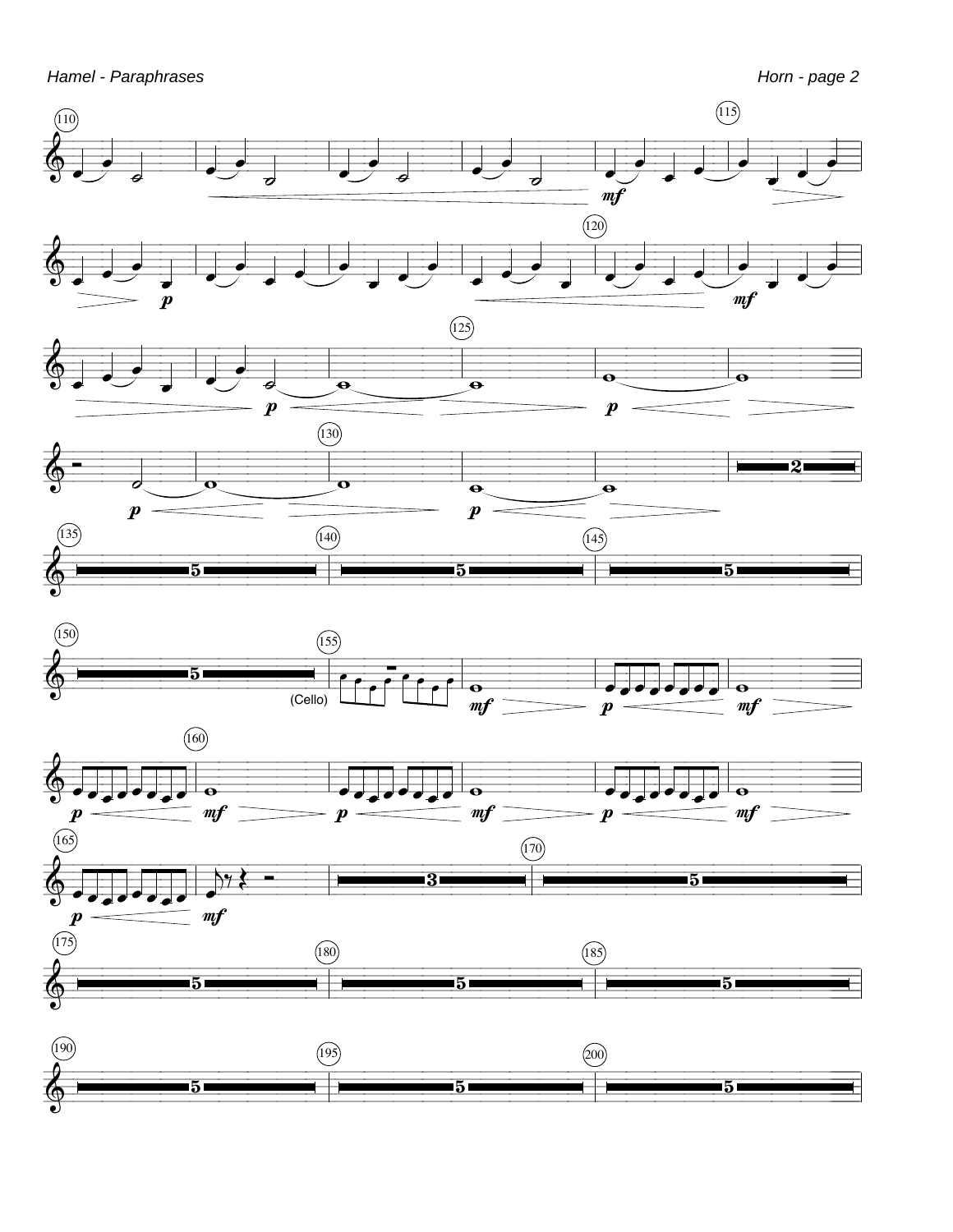(Cello)